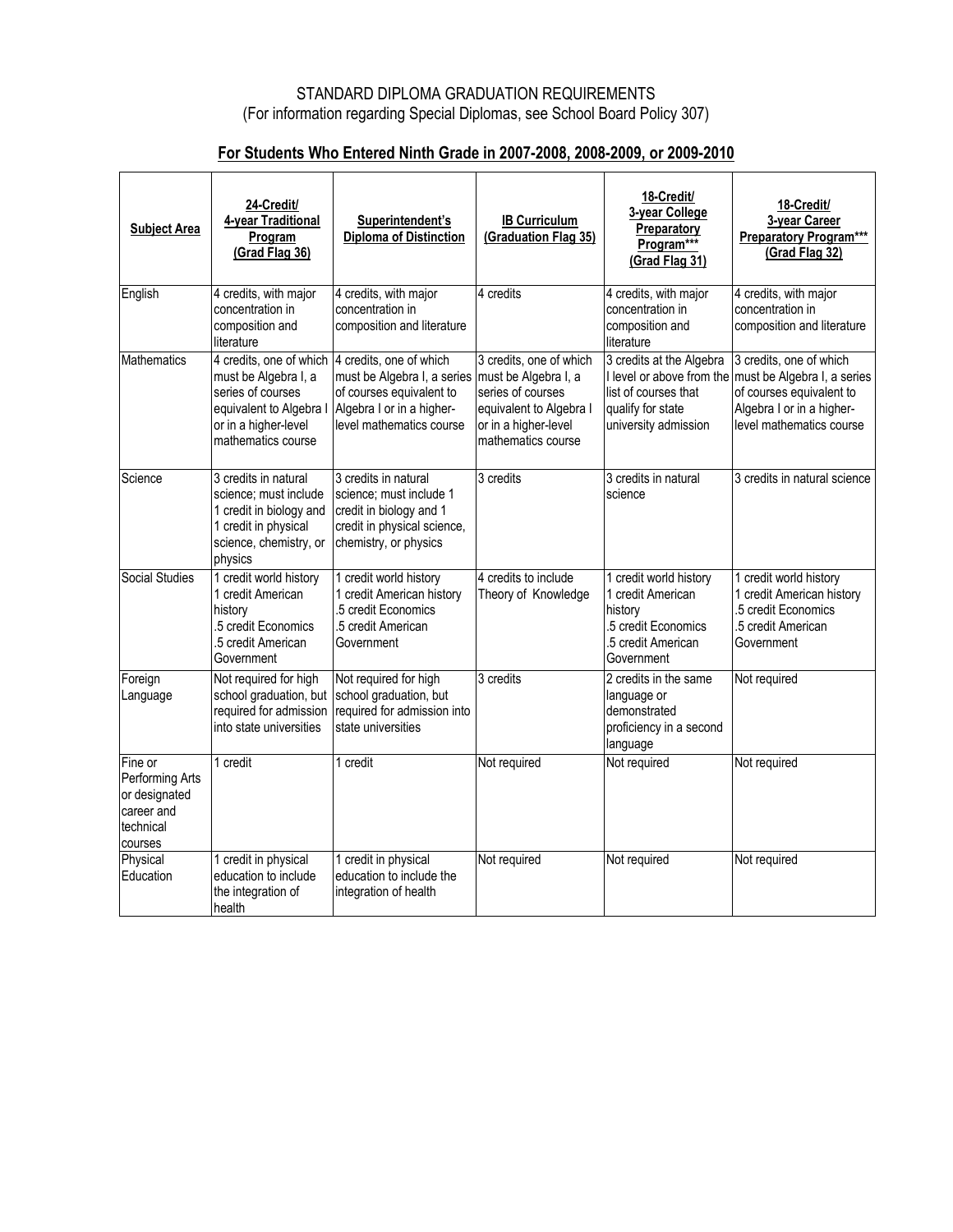STANDARD DIPLOMA GRADUATION REQUIREMENTS
(For information regarding Special Diplomas, see School Board Policy 307)

**For Students Who Entered Ninth Grade in 2007-2008, 2008-2009, or 2009-2010**

| Subject Area | 24-Credit/ 4-year Traditional Program (Grad Flag 36) | Superintendent's Diploma of Distinction | IB Curriculum (Graduation Flag 35) | 18-Credit/ 3-year College Preparatory Program*** (Grad Flag 31) | 18-Credit/ 3-year Career Preparatory Program*** (Grad Flag 32) |
|---|---|---|---|---|---|
| English | 4 credits, with major concentration in composition and literature | 4 credits, with major concentration in composition and literature | 4 credits | 4 credits, with major concentration in composition and literature | 4 credits, with major concentration in composition and literature |
| Mathematics | 4 credits, one of which must be Algebra I, a series of courses equivalent to Algebra I or in a higher-level mathematics course | 4 credits, one of which must be Algebra I, a series of courses equivalent to Algebra I or in a higher-level mathematics course | 3 credits, one of which must be Algebra I, a series of courses equivalent to Algebra I or in a higher-level mathematics course | 3 credits at the Algebra I level or above from the list of courses that qualify for state university admission | 3 credits, one of which must be Algebra I, a series of courses equivalent to Algebra I or in a higher-level mathematics course |
| Science | 3 credits in natural science; must include 1 credit in biology and 1 credit in physical science, chemistry, or physics | 3 credits in natural science; must include 1 credit in biology and 1 credit in physical science, chemistry, or physics | 3 credits | 3 credits in natural science | 3 credits in natural science |
| Social Studies | 1 credit world history<br>1 credit American history<br>.5 credit Economics<br>.5 credit American Government | 1 credit world history<br>1 credit American history<br>.5 credit Economics<br>.5 credit American Government | 4 credits to include Theory of Knowledge | 1 credit world history<br>1 credit American history<br>.5 credit Economics<br>.5 credit American Government | 1 credit world history<br>1 credit American history<br>.5 credit Economics<br>.5 credit American Government |
| Foreign Language | Not required for high school graduation, but required for admission into state universities | Not required for high school graduation, but required for admission into state universities | 3 credits | 2 credits in the same language or demonstrated proficiency in a second language | Not required |
| Fine or Performing Arts or designated career and technical courses | 1 credit | 1 credit | Not required | Not required | Not required |
| Physical Education | 1 credit in physical education to include the integration of health | 1 credit in physical education to include the integration of health | Not required | Not required | Not required |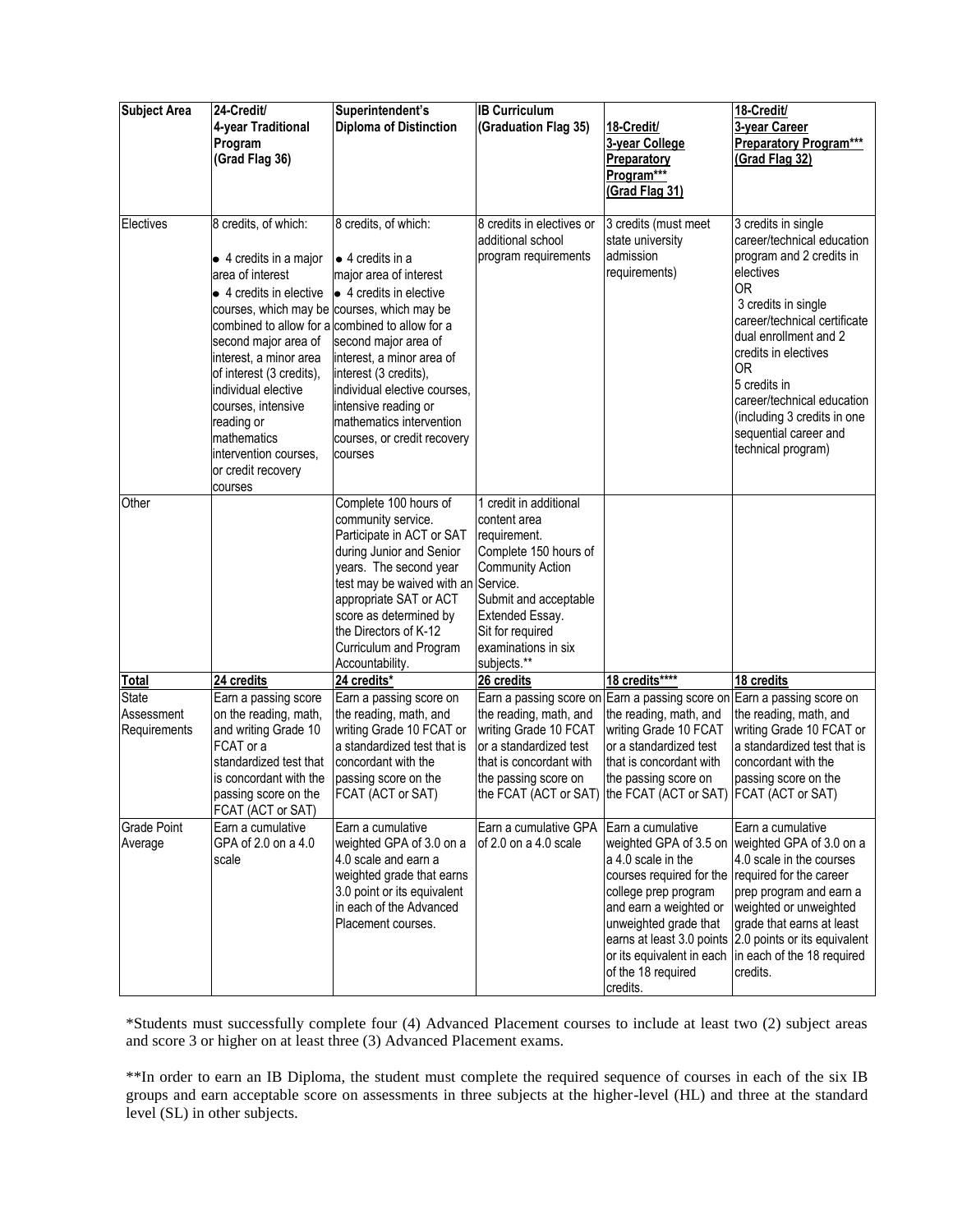| Subject Area | 24-Credit/ 4-year Traditional Program (Grad Flag 36) | Superintendent's Diploma of Distinction | IB Curriculum (Graduation Flag 35) | 18-Credit/ 3-year College Preparatory Program*** (Grad Flag 31) | 18-Credit/ 3-year Career Preparatory Program*** (Grad Flag 32) |
|---|---|---|---|---|---|
| Electives | 8 credits, of which: • 4 credits in a major area of interest • 4 credits in elective courses, which may be combined to allow for a second major area of interest, a minor area of interest (3 credits), individual elective courses, intensive reading or mathematics intervention courses, or credit recovery courses | 8 credits, of which: • 4 credits in a major area of interest • 4 credits in elective courses, which may be combined to allow for a second major area of interest, a minor area of interest (3 credits), individual elective courses, intensive reading or mathematics intervention courses, or credit recovery courses | 8 credits in electives or additional school program requirements | 3 credits (must meet state university admission requirements) | 3 credits in single career/technical education program and 2 credits in electives OR 3 credits in single career/technical certificate dual enrollment and 2 credits in electives OR 5 credits in career/technical education (including 3 credits in one sequential career and technical program) |
| Other | | Complete 100 hours of community service. Participate in ACT or SAT during Junior and Senior years. The second year test may be waived with an appropriate SAT or ACT score as determined by the Directors of K-12 Curriculum and Program Accountability. | 1 credit in additional content area requirement. Complete 150 hours of Community Action Service. Submit and acceptable Extended Essay. Sit for required examinations in six subjects.** | | |
| **Total** | **24 credits** | **24 credits*** | **26 credits** | **18 credits****** | **18 credits** |
| State Assessment Requirements | Earn a passing score on the reading, math, and writing Grade 10 FCAT or a standardized test that is concordant with the passing score on the FCAT (ACT or SAT) | Earn a passing score on the reading, math, and writing Grade 10 FCAT or a standardized test that is concordant with the passing score on the FCAT (ACT or SAT) | Earn a passing score on the reading, math, and writing Grade 10 FCAT or a standardized test that is concordant with the passing score on the FCAT (ACT or SAT) | Earn a passing score on the reading, math, and writing Grade 10 FCAT or a standardized test that is concordant with the passing score on the FCAT (ACT or SAT) | Earn a passing score on the reading, math, and writing Grade 10 FCAT or a standardized test that is concordant with the passing score on the FCAT (ACT or SAT) |
| Grade Point Average | Earn a cumulative GPA of 2.0 on a 4.0 scale | Earn a cumulative weighted GPA of 3.0 on a 4.0 scale and earn a weighted grade that earns 3.0 point or its equivalent in each of the Advanced Placement courses. | Earn a cumulative GPA of 2.0 on a 4.0 scale | Earn a cumulative weighted GPA of 3.5 on a 4.0 scale in the courses required for the college prep program and earn a weighted or unweighted grade that earns at least 3.0 points or its equivalent in each of the 18 required credits. | Earn a cumulative weighted GPA of 3.0 on a 4.0 scale in the courses required for the career prep program and earn a weighted or unweighted grade that earns at least 2.0 points or its equivalent in each of the 18 required credits. |

*Students must successfully complete four (4) Advanced Placement courses to include at least two (2) subject areas and score 3 or higher on at least three (3) Advanced Placement exams.

**In order to earn an IB Diploma, the student must complete the required sequence of courses in each of the six IB groups and earn acceptable score on assessments in three subjects at the higher-level (HL) and three at the standard level (SL) in other subjects.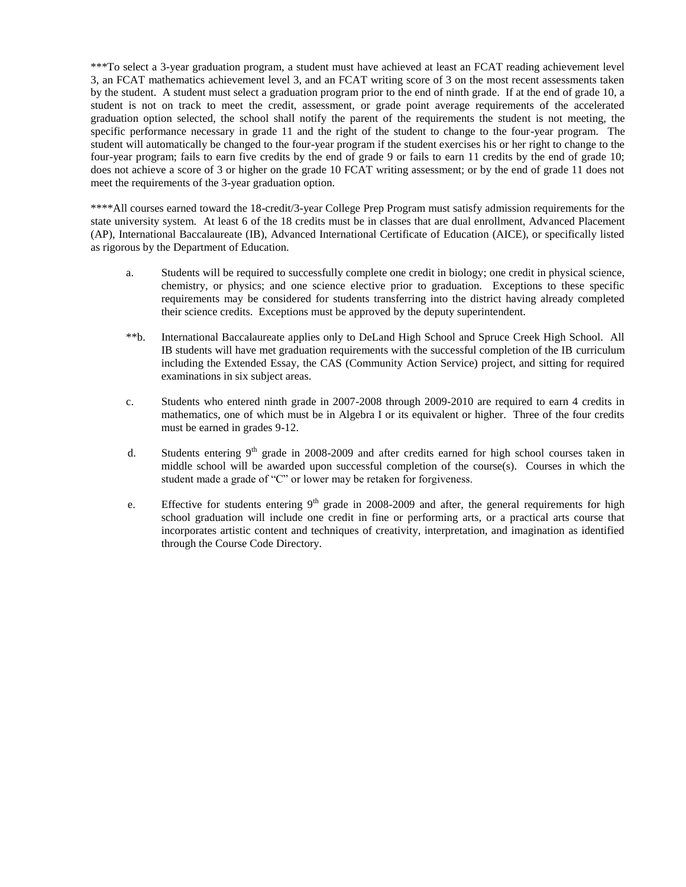***To select a 3-year graduation program, a student must have achieved at least an FCAT reading achievement level 3, an FCAT mathematics achievement level 3, and an FCAT writing score of 3 on the most recent assessments taken by the student. A student must select a graduation program prior to the end of ninth grade. If at the end of grade 10, a student is not on track to meet the credit, assessment, or grade point average requirements of the accelerated graduation option selected, the school shall notify the parent of the requirements the student is not meeting, the specific performance necessary in grade 11 and the right of the student to change to the four-year program. The student will automatically be changed to the four-year program if the student exercises his or her right to change to the four-year program; fails to earn five credits by the end of grade 9 or fails to earn 11 credits by the end of grade 10; does not achieve a score of 3 or higher on the grade 10 FCAT writing assessment; or by the end of grade 11 does not meet the requirements of the 3-year graduation option.

****All courses earned toward the 18-credit/3-year College Prep Program must satisfy admission requirements for the state university system. At least 6 of the 18 credits must be in classes that are dual enrollment, Advanced Placement (AP), International Baccalaureate (IB), Advanced International Certificate of Education (AICE), or specifically listed as rigorous by the Department of Education.

a. Students will be required to successfully complete one credit in biology; one credit in physical science, chemistry, or physics; and one science elective prior to graduation. Exceptions to these specific requirements may be considered for students transferring into the district having already completed their science credits. Exceptions must be approved by the deputy superintendent.

**b. International Baccalaureate applies only to DeLand High School and Spruce Creek High School. All IB students will have met graduation requirements with the successful completion of the IB curriculum including the Extended Essay, the CAS (Community Action Service) project, and sitting for required examinations in six subject areas.

c. Students who entered ninth grade in 2007-2008 through 2009-2010 are required to earn 4 credits in mathematics, one of which must be in Algebra I or its equivalent or higher. Three of the four credits must be earned in grades 9-12.

d. Students entering 9th grade in 2008-2009 and after credits earned for high school courses taken in middle school will be awarded upon successful completion of the course(s). Courses in which the student made a grade of "C" or lower may be retaken for forgiveness.

e. Effective for students entering 9th grade in 2008-2009 and after, the general requirements for high school graduation will include one credit in fine or performing arts, or a practical arts course that incorporates artistic content and techniques of creativity, interpretation, and imagination as identified through the Course Code Directory.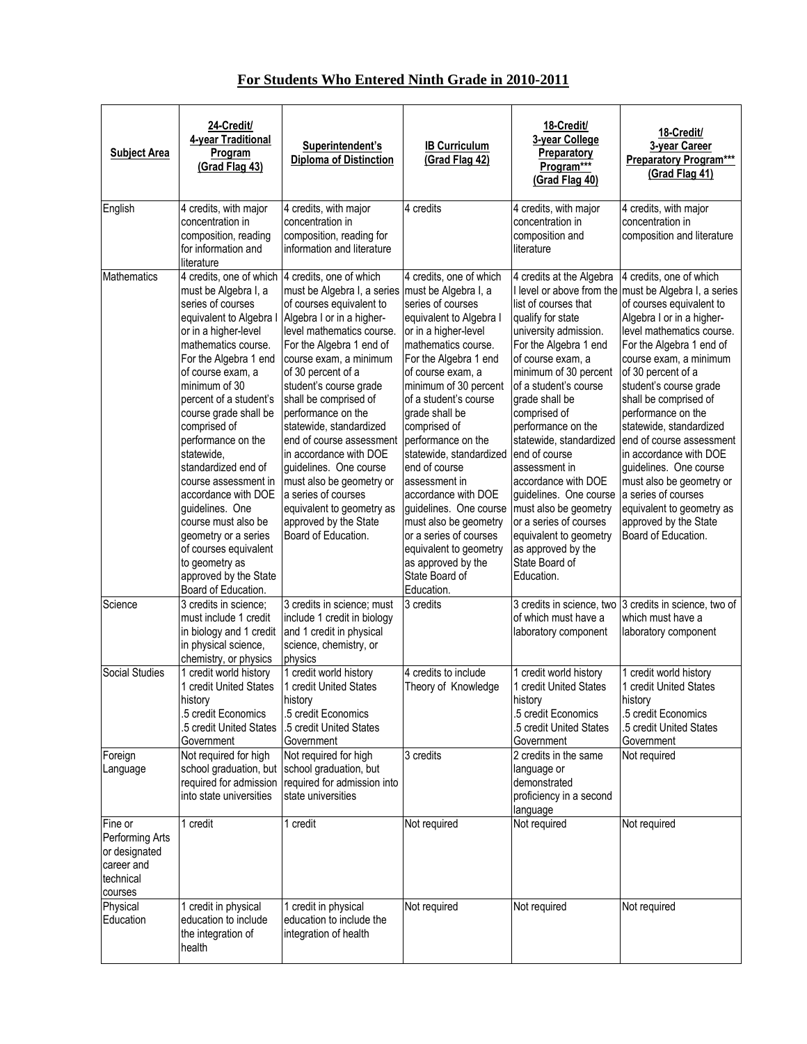## For Students Who Entered Ninth Grade in 2010-2011

| Subject Area | 24-Credit/ 4-year Traditional Program (Grad Flag 43) | Superintendent's Diploma of Distinction | IB Curriculum (Grad Flag 42) | 18-Credit/ 3-year College Preparatory Program*** (Grad Flag 40) | 18-Credit/ 3-year Career Preparatory Program*** (Grad Flag 41) |
|---|---|---|---|---|---|
| English | 4 credits, with major concentration in composition, reading for information and literature | 4 credits, with major concentration in composition, reading for information and literature | 4 credits | 4 credits, with major concentration in composition and literature | 4 credits, with major concentration in composition and literature |
| Mathematics | 4 credits, one of which must be Algebra I, a series of courses equivalent to Algebra I or in a higher-level mathematics course. For the Algebra 1 end of course exam, a minimum of 30 percent of a student's course grade shall be comprised of performance on the statewide, standardized end of course assessment in accordance with DOE guidelines. One course must also be geometry or a series of courses equivalent to geometry as approved by the State Board of Education. | 4 credits, one of which must be Algebra I, a series of courses equivalent to Algebra I or in a higher-level mathematics course. For the Algebra 1 end of course exam, a minimum of 30 percent of a student's course grade shall be comprised of performance on the statewide, standardized end of course assessment in accordance with DOE guidelines. One course must also be geometry or a series of courses equivalent to geometry as approved by the State Board of Education. | 4 credits, one of which must be Algebra I, a series of courses equivalent to Algebra I or in a higher-level mathematics course. For the Algebra 1 end of course exam, a minimum of 30 percent of a student's course grade shall be comprised of performance on the statewide, standardized end of course assessment in accordance with DOE guidelines. One course must also be geometry or a series of courses equivalent to geometry as approved by the State Board of Education. | 4 credits at the Algebra I level or above from the list of courses that qualify for state university admission. For the Algebra 1 end of course exam, a minimum of 30 percent of a student's course grade shall be comprised of performance on the statewide, standardized end of course assessment in accordance with DOE guidelines. One course must also be geometry or a series of courses equivalent to geometry as approved by the State Board of Education. | 4 credits, one of which must be Algebra I, a series of courses equivalent to Algebra I or in a higher-level mathematics course. For the Algebra 1 end of course exam, a minimum of 30 percent of a student's course grade shall be comprised of performance on the statewide, standardized end of course assessment in accordance with DOE guidelines. One course must also be geometry or a series of courses equivalent to geometry as approved by the State Board of Education. |
| Science | 3 credits in science; must include 1 credit in biology and 1 credit in physical science, chemistry, or physics | 3 credits in science; must include 1 credit in biology and 1 credit in physical science, chemistry, or physics | 3 credits | 3 credits in science, two of which must have a laboratory component | 3 credits in science, two of which must have a laboratory component |
| Social Studies | 1 credit world history<br>1 credit United States history<br>.5 credit Economics<br>.5 credit United States Government | 1 credit world history<br>1 credit United States history<br>.5 credit Economics<br>.5 credit United States Government | 4 credits to include Theory of Knowledge | 1 credit world history<br>1 credit United States history<br>.5 credit Economics<br>.5 credit United States Government | 1 credit world history<br>1 credit United States history<br>.5 credit Economics<br>.5 credit United States Government |
| Foreign Language | Not required for high school graduation, but required for admission into state universities | Not required for high school graduation, but required for admission into state universities | 3 credits | 2 credits in the same language or demonstrated proficiency in a second language | Not required |
| Fine or Performing Arts or designated career and technical courses | 1 credit | 1 credit | Not required | Not required | Not required |
| Physical Education | 1 credit in physical education to include the integration of health | 1 credit in physical education to include the integration of health | Not required | Not required | Not required |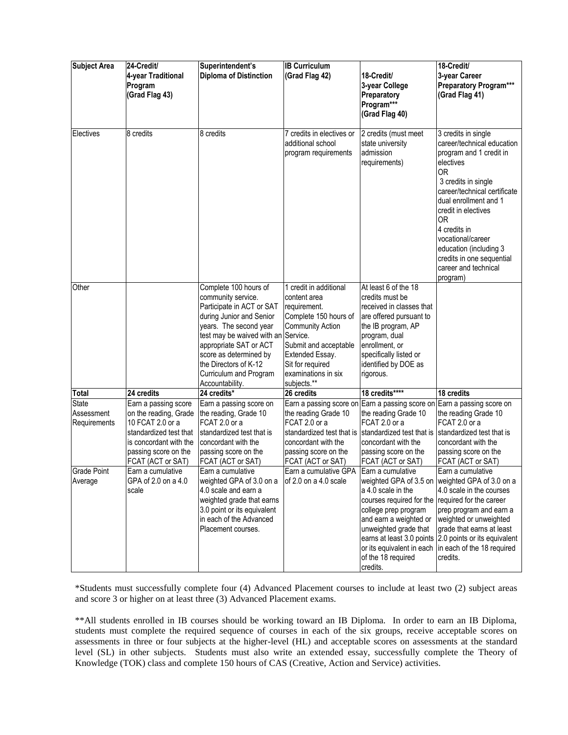| Subject Area | 24-Credit/ 4-year Traditional Program (Grad Flag 43) | Superintendent's Diploma of Distinction | IB Curriculum (Grad Flag 42) | 18-Credit/ 3-year College Preparatory Program*** (Grad Flag 40) | 18-Credit/ 3-year Career Preparatory Program*** (Grad Flag 41) |
|---|---|---|---|---|---|
| Electives | 8 credits | 8 credits | 7 credits in electives or additional school program requirements | 2 credits (must meet state university admission requirements) | 3 credits in single career/technical education program and 1 credit in electives OR 3 credits in single career/technical certificate dual enrollment and 1 credit in electives OR 4 credits in vocational/career education (including 3 credits in one sequential career and technical program) |
| Other | | Complete 100 hours of community service. Participate in ACT or SAT during Junior and Senior years. The second year test may be waived with an appropriate SAT or ACT score as determined by the Directors of K-12 Curriculum and Program Accountability. | 1 credit in additional content area requirement. Complete 150 hours of Community Action Service. Submit and acceptable Extended Essay. Sit for required examinations in six subjects.** | At least 6 of the 18 credits must be received in classes that are offered pursuant to the IB program, AP program, dual enrollment, or specifically listed or identified by DOE as rigorous. | |
| **Total** | **24 credits** | **24 credits*** | **26 credits** | **18 credits******** | **18 credits** |
| State Assessment Requirements | Earn a passing score on the reading, Grade 10 FCAT 2.0 or a standardized test that is concordant with the passing score on the FCAT (ACT or SAT) | Earn a passing score on the reading, Grade 10 FCAT 2.0 or a standardized test that is concordant with the passing score on the FCAT (ACT or SAT) | Earn a passing score on the reading Grade 10 FCAT 2.0 or a standardized test that is concordant with the passing score on the FCAT (ACT or SAT) | Earn a passing score on the reading Grade 10 FCAT 2.0 or a standardized test that is concordant with the passing score on the FCAT (ACT or SAT) | Earn a passing score on the reading Grade 10 FCAT 2.0 or a standardized test that is concordant with the passing score on the FCAT (ACT or SAT) |
| Grade Point Average | Earn a cumulative GPA of 2.0 on a 4.0 scale | Earn a cumulative weighted GPA of 3.0 on a 4.0 scale and earn a weighted grade that earns 3.0 point or its equivalent in each of the Advanced Placement courses. | Earn a cumulative GPA of 2.0 on a 4.0 scale | Earn a cumulative weighted GPA of 3.5 on a 4.0 scale in the courses required for the college prep program and earn a weighted or unweighted grade that earns at least 3.0 points or its equivalent in each of the 18 required credits. | Earn a cumulative weighted GPA of 3.0 on a 4.0 scale in the courses required for the career prep program and earn a weighted or unweighted grade that earns at least 2.0 points or its equivalent in each of the 18 required credits. |

*Students must successfully complete four (4) Advanced Placement courses to include at least two (2) subject areas and score 3 or higher on at least three (3) Advanced Placement exams.

**All students enrolled in IB courses should be working toward an IB Diploma. In order to earn an IB Diploma, students must complete the required sequence of courses in each of the six groups, receive acceptable scores on assessments in three or four subjects at the higher-level (HL) and acceptable scores on assessments at the standard level (SL) in other subjects. Students must also write an extended essay, successfully complete the Theory of Knowledge (TOK) class and complete 150 hours of CAS (Creative, Action and Service) activities.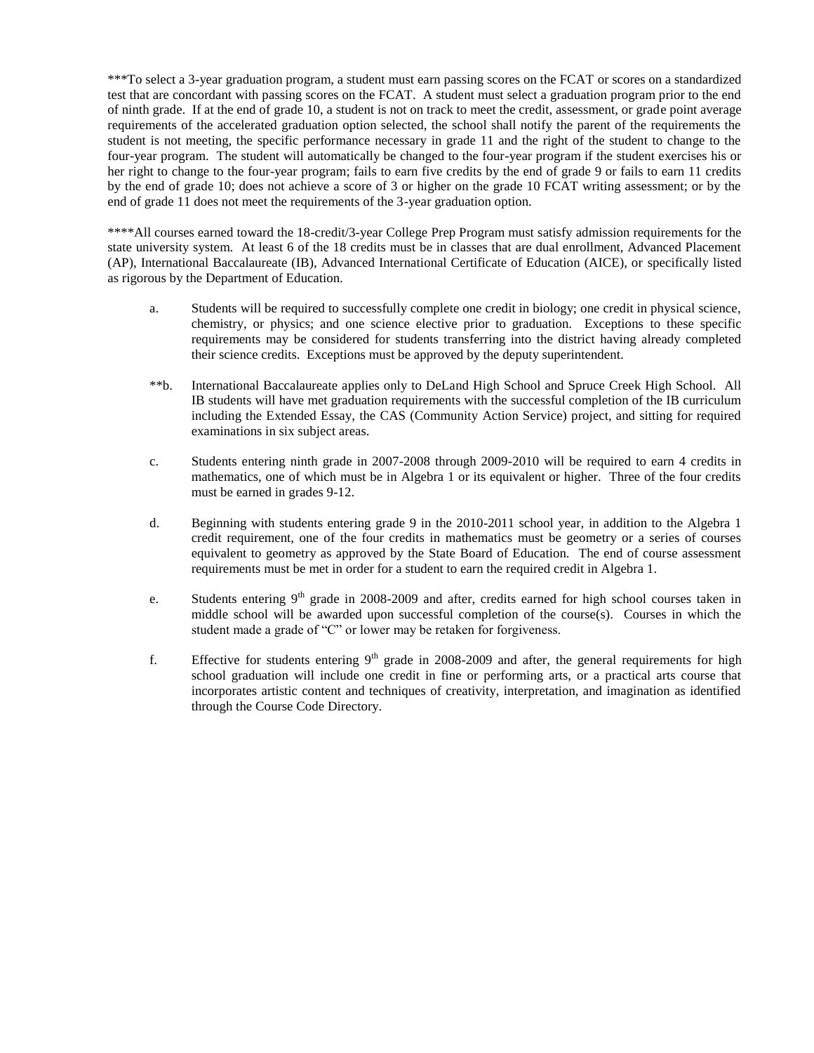***To select a 3-year graduation program, a student must earn passing scores on the FCAT or scores on a standardized test that are concordant with passing scores on the FCAT. A student must select a graduation program prior to the end of ninth grade. If at the end of grade 10, a student is not on track to meet the credit, assessment, or grade point average requirements of the accelerated graduation option selected, the school shall notify the parent of the requirements the student is not meeting, the specific performance necessary in grade 11 and the right of the student to change to the four-year program. The student will automatically be changed to the four-year program if the student exercises his or her right to change to the four-year program; fails to earn five credits by the end of grade 9 or fails to earn 11 credits by the end of grade 10; does not achieve a score of 3 or higher on the grade 10 FCAT writing assessment; or by the end of grade 11 does not meet the requirements of the 3-year graduation option.

****All courses earned toward the 18-credit/3-year College Prep Program must satisfy admission requirements for the state university system. At least 6 of the 18 credits must be in classes that are dual enrollment, Advanced Placement (AP), International Baccalaureate (IB), Advanced International Certificate of Education (AICE), or specifically listed as rigorous by the Department of Education.

a. Students will be required to successfully complete one credit in biology; one credit in physical science, chemistry, or physics; and one science elective prior to graduation. Exceptions to these specific requirements may be considered for students transferring into the district having already completed their science credits. Exceptions must be approved by the deputy superintendent.

**b. International Baccalaureate applies only to DeLand High School and Spruce Creek High School. All IB students will have met graduation requirements with the successful completion of the IB curriculum including the Extended Essay, the CAS (Community Action Service) project, and sitting for required examinations in six subject areas.

c. Students entering ninth grade in 2007-2008 through 2009-2010 will be required to earn 4 credits in mathematics, one of which must be in Algebra 1 or its equivalent or higher. Three of the four credits must be earned in grades 9-12.

d. Beginning with students entering grade 9 in the 2010-2011 school year, in addition to the Algebra 1 credit requirement, one of the four credits in mathematics must be geometry or a series of courses equivalent to geometry as approved by the State Board of Education. The end of course assessment requirements must be met in order for a student to earn the required credit in Algebra 1.

e. Students entering 9th grade in 2008-2009 and after, credits earned for high school courses taken in middle school will be awarded upon successful completion of the course(s). Courses in which the student made a grade of "C" or lower may be retaken for forgiveness.

f. Effective for students entering 9th grade in 2008-2009 and after, the general requirements for high school graduation will include one credit in fine or performing arts, or a practical arts course that incorporates artistic content and techniques of creativity, interpretation, and imagination as identified through the Course Code Directory.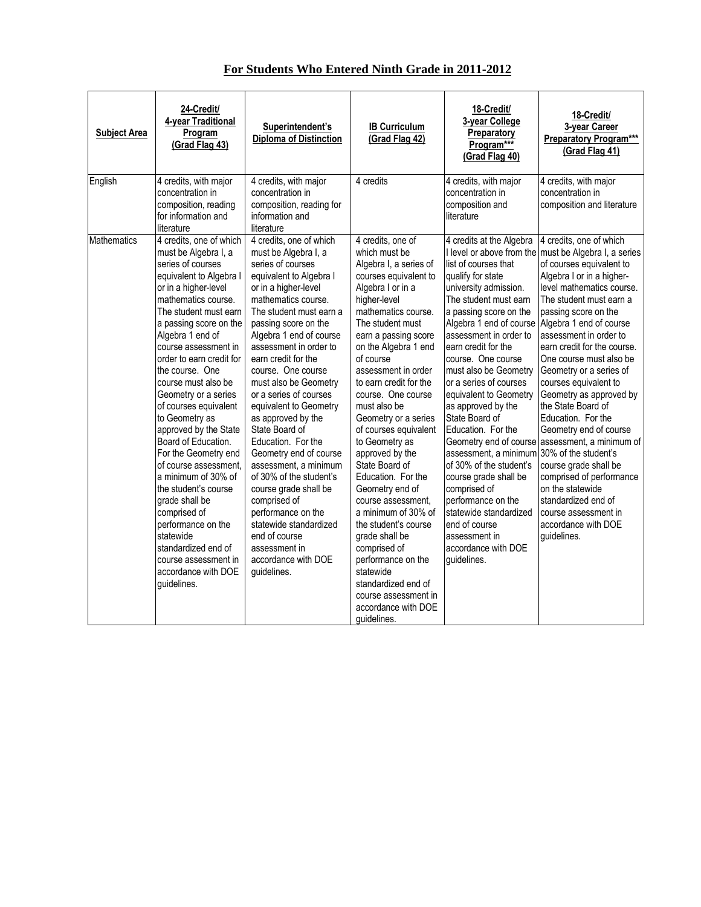## For Students Who Entered Ninth Grade in 2011-2012

| Subject Area | 24-Credit/ 4-year Traditional Program (Grad Flag 43) | Superintendent's Diploma of Distinction | IB Curriculum (Grad Flag 42) | 18-Credit/ 3-year College Preparatory Program*** (Grad Flag 40) | 18-Credit/ 3-year Career Preparatory Program*** (Grad Flag 41) |
|---|---|---|---|---|---|
| English | 4 credits, with major concentration in composition, reading for information and literature | 4 credits, with major concentration in composition, reading for information and literature | 4 credits | 4 credits, with major concentration in composition and literature | 4 credits, with major concentration in composition and literature |
| Mathematics | 4 credits, one of which must be Algebra I, a series of courses equivalent to Algebra I or in a higher-level mathematics course. The student must earn a passing score on the Algebra 1 end of course assessment in order to earn credit for the course. One course must also be Geometry or a series of courses equivalent to Geometry as approved by the State Board of Education. For the Geometry end of course assessment, a minimum of 30% of the student's course grade shall be comprised of performance on the statewide standardized end of course assessment in accordance with DOE guidelines. | 4 credits, one of which must be Algebra I, a series of courses equivalent to Algebra I or in a higher-level mathematics course. The student must earn a passing score on the Algebra 1 end of course assessment in order to earn credit for the course. One course must also be Geometry or a series of courses equivalent to Geometry as approved by the State Board of Education. For the Geometry end of course assessment, a minimum of 30% of the student's course grade shall be comprised of performance on the statewide standardized end of course assessment in accordance with DOE guidelines. | 4 credits, one of which must be Algebra I, a series of courses equivalent to Algebra I or in a higher-level mathematics course. The student must earn a passing score on the Algebra 1 end of course assessment in order to earn credit for the course. One course must also be Geometry or a series of courses equivalent to Geometry as approved by the State Board of Education. For the Geometry end of course assessment, a minimum of 30% of the student's course grade shall be comprised of performance on the statewide standardized end of course assessment in accordance with DOE guidelines. | 4 credits at the Algebra I level or above from the list of courses that qualify for state university admission. The student must earn a passing score on the Algebra 1 end of course assessment in order to earn credit for the course. One course must also be Geometry or a series of courses equivalent to Geometry as approved by the State Board of Education. For the Geometry end of course assessment, a minimum of 30% of the student's course grade shall be comprised of performance on the statewide standardized end of course assessment in accordance with DOE guidelines. | 4 credits, one of which must be Algebra I, a series of courses equivalent to Algebra I or in a higher-level mathematics course. The student must earn a passing score on the Algebra 1 end of course assessment in order to earn credit for the course. One course must also be Geometry or a series of courses equivalent to Geometry as approved by the State Board of Education. For the Geometry end of course assessment, a minimum of 30% of the student's course grade shall be comprised of performance on the statewide standardized end of course assessment in accordance with DOE guidelines. |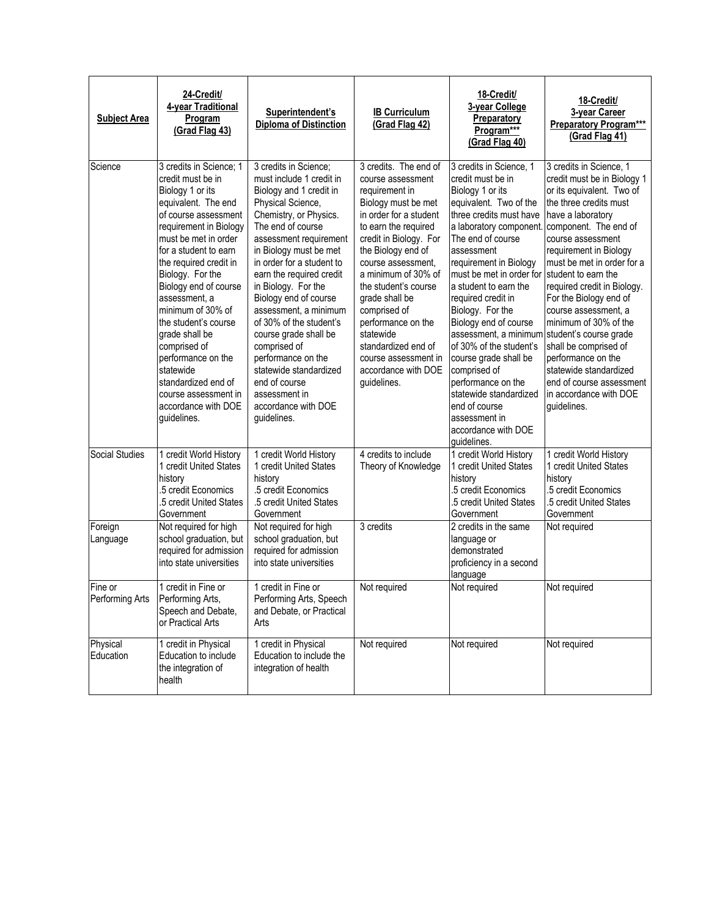| Subject Area | 24-Credit/ 4-year Traditional Program (Grad Flag 43) | Superintendent's Diploma of Distinction | IB Curriculum (Grad Flag 42) | 18-Credit/ 3-year College Preparatory Program*** (Grad Flag 40) | 18-Credit/ 3-year Career Preparatory Program*** (Grad Flag 41) |
|---|---|---|---|---|---|
| Science | 3 credits in Science; 1 credit must be in Biology 1 or its equivalent. The end of course assessment requirement in Biology must be met in order for a student to earn the required credit in Biology. For the Biology end of course assessment, a minimum of 30% of the student's course grade shall be comprised of performance on the statewide standardized end of course assessment in accordance with DOE guidelines. | 3 credits in Science; must include 1 credit in Biology and 1 credit in Physical Science, Chemistry, or Physics. The end of course assessment requirement in Biology must be met in order for a student to earn the required credit in Biology. For the Biology end of course assessment, a minimum of 30% of the student's course grade shall be comprised of performance on the statewide standardized end of course assessment in accordance with DOE guidelines. | 3 credits. The end of course assessment requirement in Biology must be met in order for a student to earn the required credit in Biology. For the Biology end of course assessment, a minimum of 30% of the student's course grade shall be comprised of performance on the statewide standardized end of course assessment in accordance with DOE guidelines. | 3 credits in Science, 1 credit must be in Biology 1 or its equivalent. Two of the three credits must have a laboratory component. The end of course assessment requirement in Biology must be met in order for a student to earn the required credit in Biology. For the Biology end of course assessment, a minimum of 30% of the student's course grade shall be comprised of performance on the statewide standardized end of course assessment in accordance with DOE guidelines. | 3 credits in Science, 1 credit must be in Biology 1 or its equivalent. Two of the three credits must have a laboratory component. The end of course assessment requirement in Biology must be met in order for a student to earn the required credit in Biology. For the Biology end of course assessment, a minimum of 30% of the student's course grade shall be comprised of performance on the statewide standardized end of course assessment in accordance with DOE guidelines. |
| Social Studies | 1 credit World History<br>1 credit United States history<br>.5 credit Economics<br>.5 credit United States Government | 1 credit World History<br>1 credit United States history<br>.5 credit Economics<br>.5 credit United States Government | 4 credits to include Theory of Knowledge | 1 credit World History<br>1 credit United States history<br>.5 credit Economics<br>.5 credit United States Government | 1 credit World History<br>1 credit United States history<br>.5 credit Economics<br>.5 credit United States Government |
| Foreign Language | Not required for high school graduation, but required for admission into state universities | Not required for high school graduation, but required for admission into state universities | 3 credits | 2 credits in the same language or demonstrated proficiency in a second language | Not required |
| Fine or Performing Arts | 1 credit in Fine or Performing Arts, Speech and Debate, or Practical Arts | 1 credit in Fine or Performing Arts, Speech and Debate, or Practical Arts | Not required | Not required | Not required |
| Physical Education | 1 credit in Physical Education to include the integration of health | 1 credit in Physical Education to include the integration of health | Not required | Not required | Not required |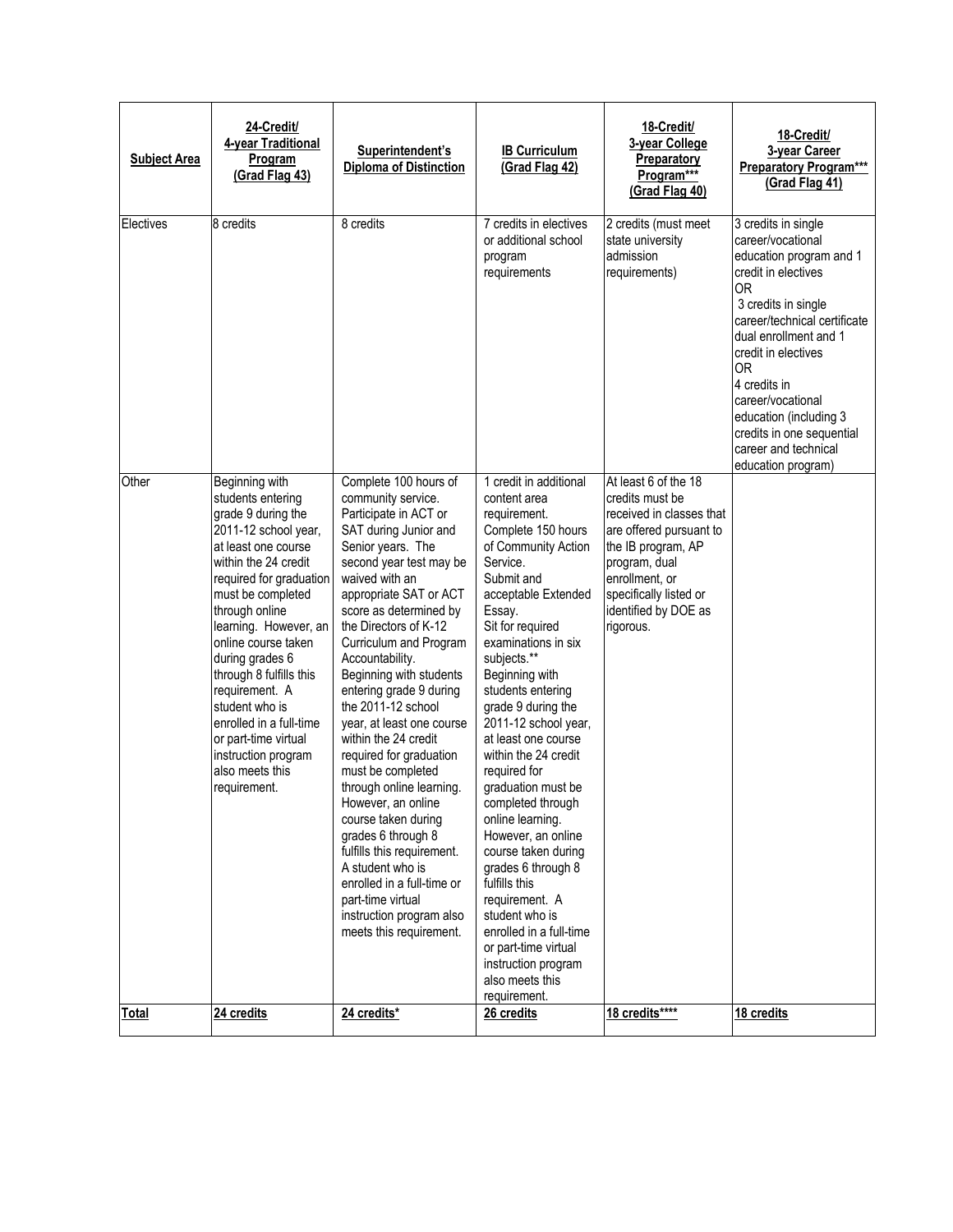| **Subject Area** | **24-Credit/ 4-year Traditional Program (Grad Flag 43)** | **Superintendent's Diploma of Distinction** | **IB Curriculum (Grad Flag 42)** | **18-Credit/ 3-year College Preparatory Program*** (Grad Flag 40)** | **18-Credit/ 3-year Career Preparatory Program*** (Grad Flag 41)** |
|---|---|---|---|---|---|
| Electives | 8 credits | 8 credits | 7 credits in electives or additional school program requirements | 2 credits (must meet state university admission requirements) | 3 credits in single career/vocational education program and 1 credit in electives OR 3 credits in single career/technical certificate dual enrollment and 1 credit in electives OR 4 credits in career/vocational education (including 3 credits in one sequential career and technical education program) |
| Other | Beginning with students entering grade 9 during the 2011-12 school year, at least one course within the 24 credit required for graduation must be completed through online learning. However, an online course taken during grades 6 through 8 fulfills this requirement. A student who is enrolled in a full-time or part-time virtual instruction program also meets this requirement. | Complete 100 hours of community service. Participate in ACT or SAT during Junior and Senior years. The second year test may be waived with an appropriate SAT or ACT score as determined by the Directors of K-12 Curriculum and Program Accountability. Beginning with students entering grade 9 during the 2011-12 school year, at least one course within the 24 credit required for graduation must be completed through online learning. However, an online course taken during grades 6 through 8 fulfills this requirement. A student who is enrolled in a full-time or part-time virtual instruction program also meets this requirement. | 1 credit in additional content area requirement. Complete 150 hours of Community Action Service. Submit and acceptable Extended Essay. Sit for required examinations in six subjects.** Beginning with students entering grade 9 during the 2011-12 school year, at least one course within the 24 credit required for graduation must be completed through online learning. However, an online course taken during grades 6 through 8 fulfills this requirement. A student who is enrolled in a full-time or part-time virtual instruction program also meets this requirement. | At least 6 of the 18 credits must be received in classes that are offered pursuant to the IB program, AP program, dual enrollment, or specifically listed or identified by DOE as rigorous. | |
| **Total** | **24 credits** | **24 credits*** | **26 credits** | **18 credits******** | **18 credits** |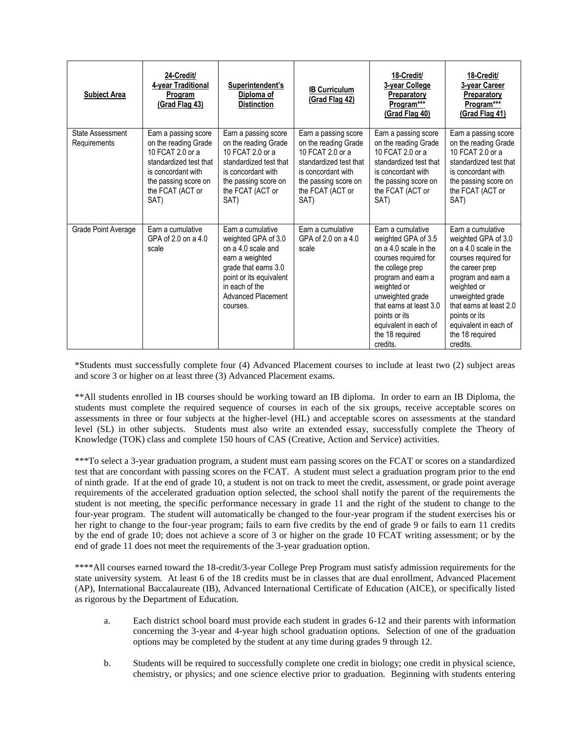| Subject Area | 24-Credit/ 4-year Traditional Program (Grad Flag 43) | Superintendent's Diploma of Distinction | IB Curriculum (Grad Flag 42) | 18-Credit/ 3-year College Preparatory Program*** (Grad Flag 40) | 18-Credit/ 3-year Career Preparatory Program*** (Grad Flag 41) |
|---|---|---|---|---|---|
| State Assessment Requirements | Earn a passing score on the reading Grade 10 FCAT 2.0 or a standardized test that is concordant with the passing score on the FCAT (ACT or SAT) | Earn a passing score on the reading Grade 10 FCAT 2.0 or a standardized test that is concordant with the passing score on the FCAT (ACT or SAT) | Earn a passing score on the reading Grade 10 FCAT 2.0 or a standardized test that is concordant with the passing score on the FCAT (ACT or SAT) | Earn a passing score on the reading Grade 10 FCAT 2.0 or a standardized test that is concordant with the passing score on the FCAT (ACT or SAT) | Earn a passing score on the reading Grade 10 FCAT 2.0 or a standardized test that is concordant with the passing score on the FCAT (ACT or SAT) |
| Grade Point Average | Earn a cumulative GPA of 2.0 on a 4.0 scale | Earn a cumulative weighted GPA of 3.0 on a 4.0 scale and earn a weighted grade that earns 3.0 point or its equivalent in each of the Advanced Placement courses. | Earn a cumulative GPA of 2.0 on a 4.0 scale | Earn a cumulative weighted GPA of 3.5 on a 4.0 scale in the courses required for the college prep program and earn a weighted or unweighted grade that earns at least 3.0 points or its equivalent in each of the 18 required credits. | Earn a cumulative weighted GPA of 3.0 on a 4.0 scale in the courses required for the career prep program and earn a weighted or unweighted grade that earns at least 2.0 points or its equivalent in each of the 18 required credits. |

*Students must successfully complete four (4) Advanced Placement courses to include at least two (2) subject areas and score 3 or higher on at least three (3) Advanced Placement exams.

**All students enrolled in IB courses should be working toward an IB diploma. In order to earn an IB Diploma, the students must complete the required sequence of courses in each of the six groups, receive acceptable scores on assessments in three or four subjects at the higher-level (HL) and acceptable scores on assessments at the standard level (SL) in other subjects. Students must also write an extended essay, successfully complete the Theory of Knowledge (TOK) class and complete 150 hours of CAS (Creative, Action and Service) activities.

***To select a 3-year graduation program, a student must earn passing scores on the FCAT or scores on a standardized test that are concordant with passing scores on the FCAT. A student must select a graduation program prior to the end of ninth grade. If at the end of grade 10, a student is not on track to meet the credit, assessment, or grade point average requirements of the accelerated graduation option selected, the school shall notify the parent of the requirements the student is not meeting, the specific performance necessary in grade 11 and the right of the student to change to the four-year program. The student will automatically be changed to the four-year program if the student exercises his or her right to change to the four-year program; fails to earn five credits by the end of grade 9 or fails to earn 11 credits by the end of grade 10; does not achieve a score of 3 or higher on the grade 10 FCAT writing assessment; or by the end of grade 11 does not meet the requirements of the 3-year graduation option.

****All courses earned toward the 18-credit/3-year College Prep Program must satisfy admission requirements for the state university system. At least 6 of the 18 credits must be in classes that are dual enrollment, Advanced Placement (AP), International Baccalaureate (IB), Advanced International Certificate of Education (AICE), or specifically listed as rigorous by the Department of Education.

a. Each district school board must provide each student in grades 6-12 and their parents with information concerning the 3-year and 4-year high school graduation options. Selection of one of the graduation options may be completed by the student at any time during grades 9 through 12.

b. Students will be required to successfully complete one credit in biology; one credit in physical science, chemistry, or physics; and one science elective prior to graduation. Beginning with students entering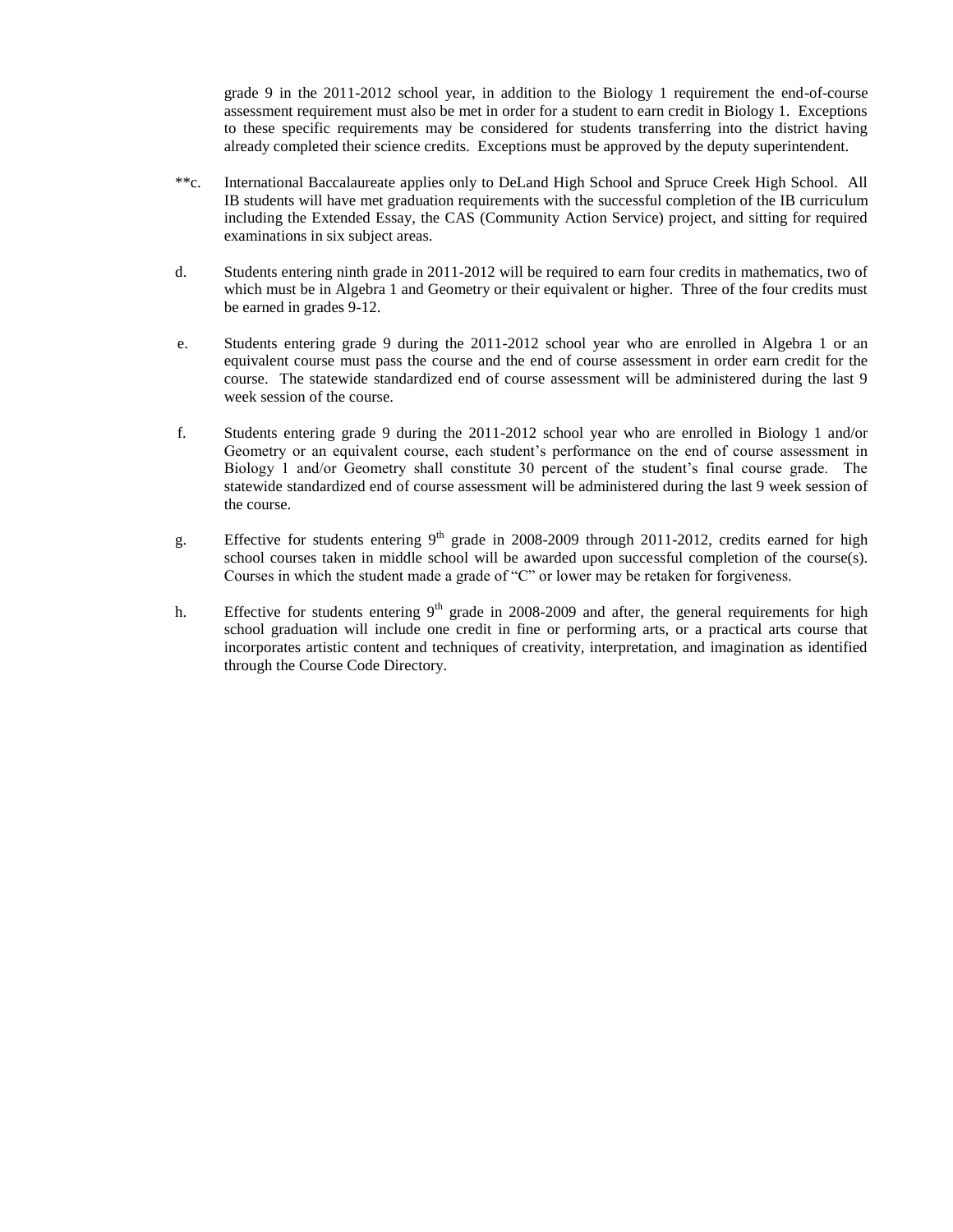grade 9 in the 2011-2012 school year, in addition to the Biology 1 requirement the end-of-course assessment requirement must also be met in order for a student to earn credit in Biology 1. Exceptions to these specific requirements may be considered for students transferring into the district having already completed their science credits. Exceptions must be approved by the deputy superintendent.

**c. International Baccalaureate applies only to DeLand High School and Spruce Creek High School. All IB students will have met graduation requirements with the successful completion of the IB curriculum including the Extended Essay, the CAS (Community Action Service) project, and sitting for required examinations in six subject areas.

d. Students entering ninth grade in 2011-2012 will be required to earn four credits in mathematics, two of which must be in Algebra 1 and Geometry or their equivalent or higher. Three of the four credits must be earned in grades 9-12.

e. Students entering grade 9 during the 2011-2012 school year who are enrolled in Algebra 1 or an equivalent course must pass the course and the end of course assessment in order earn credit for the course. The statewide standardized end of course assessment will be administered during the last 9 week session of the course.

f. Students entering grade 9 during the 2011-2012 school year who are enrolled in Biology 1 and/or Geometry or an equivalent course, each student's performance on the end of course assessment in Biology 1 and/or Geometry shall constitute 30 percent of the student's final course grade. The statewide standardized end of course assessment will be administered during the last 9 week session of the course.

g. Effective for students entering 9th grade in 2008-2009 through 2011-2012, credits earned for high school courses taken in middle school will be awarded upon successful completion of the course(s). Courses in which the student made a grade of "C" or lower may be retaken for forgiveness.

h. Effective for students entering 9th grade in 2008-2009 and after, the general requirements for high school graduation will include one credit in fine or performing arts, or a practical arts course that incorporates artistic content and techniques of creativity, interpretation, and imagination as identified through the Course Code Directory.